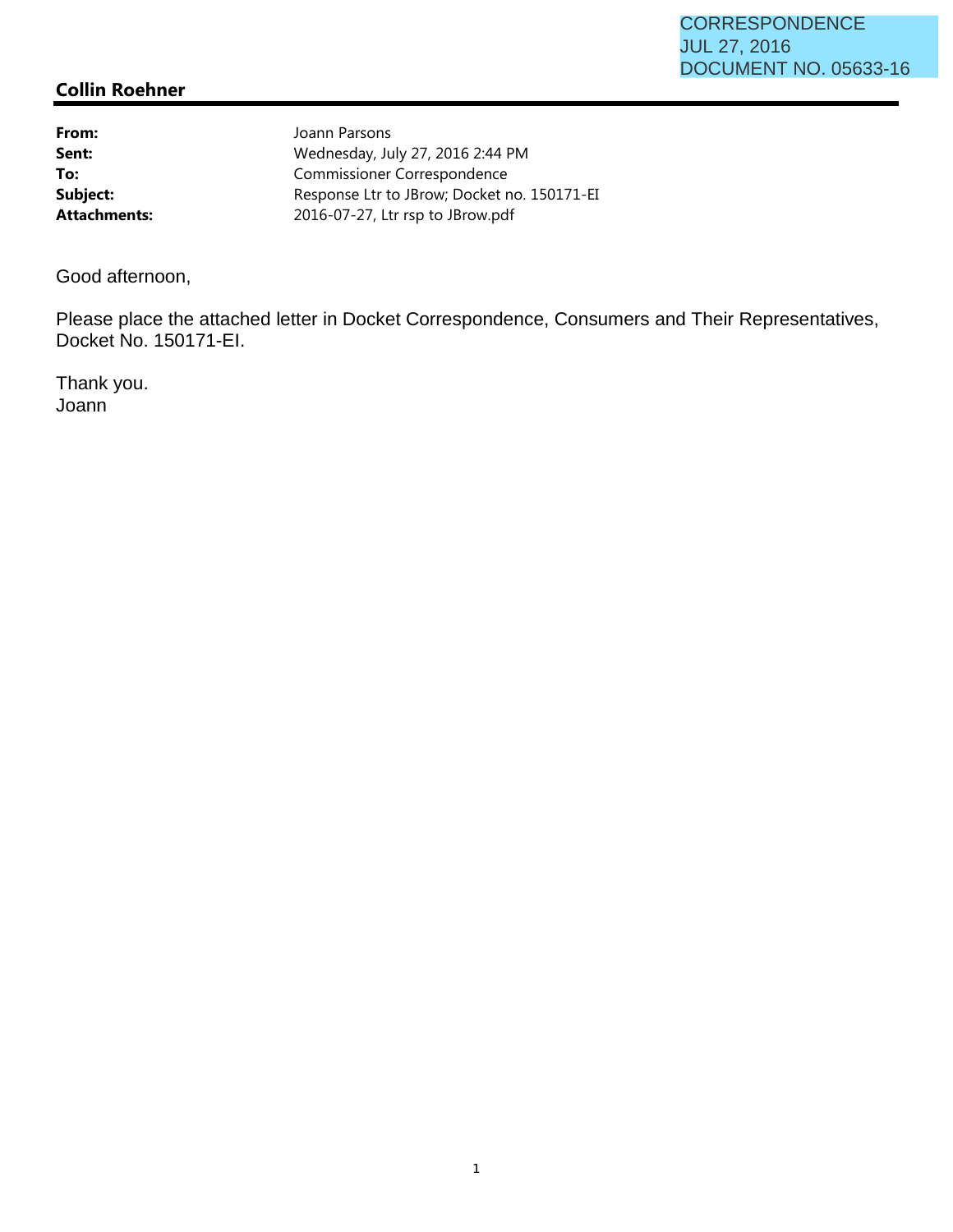CORRESPONDENCE
JUL 27, 2016
DOCUMENT NO. 05633-16

**Collin Roehner**

---

| | |
|---|---|
| **From:** | Joann Parsons |
| **Sent:** | Wednesday, July 27, 2016 2:44 PM |
| **To:** | Commissioner Correspondence |
| **Subject:** | Response Ltr to JBrow; Docket no. 150171-EI |
| **Attachments:** | 2016-07-27, Ltr rsp to JBrow.pdf |

Good afternoon,

Please place the attached letter in Docket Correspondence, Consumers and Their Representatives, Docket No. 150171-EI.

Thank you.
Joann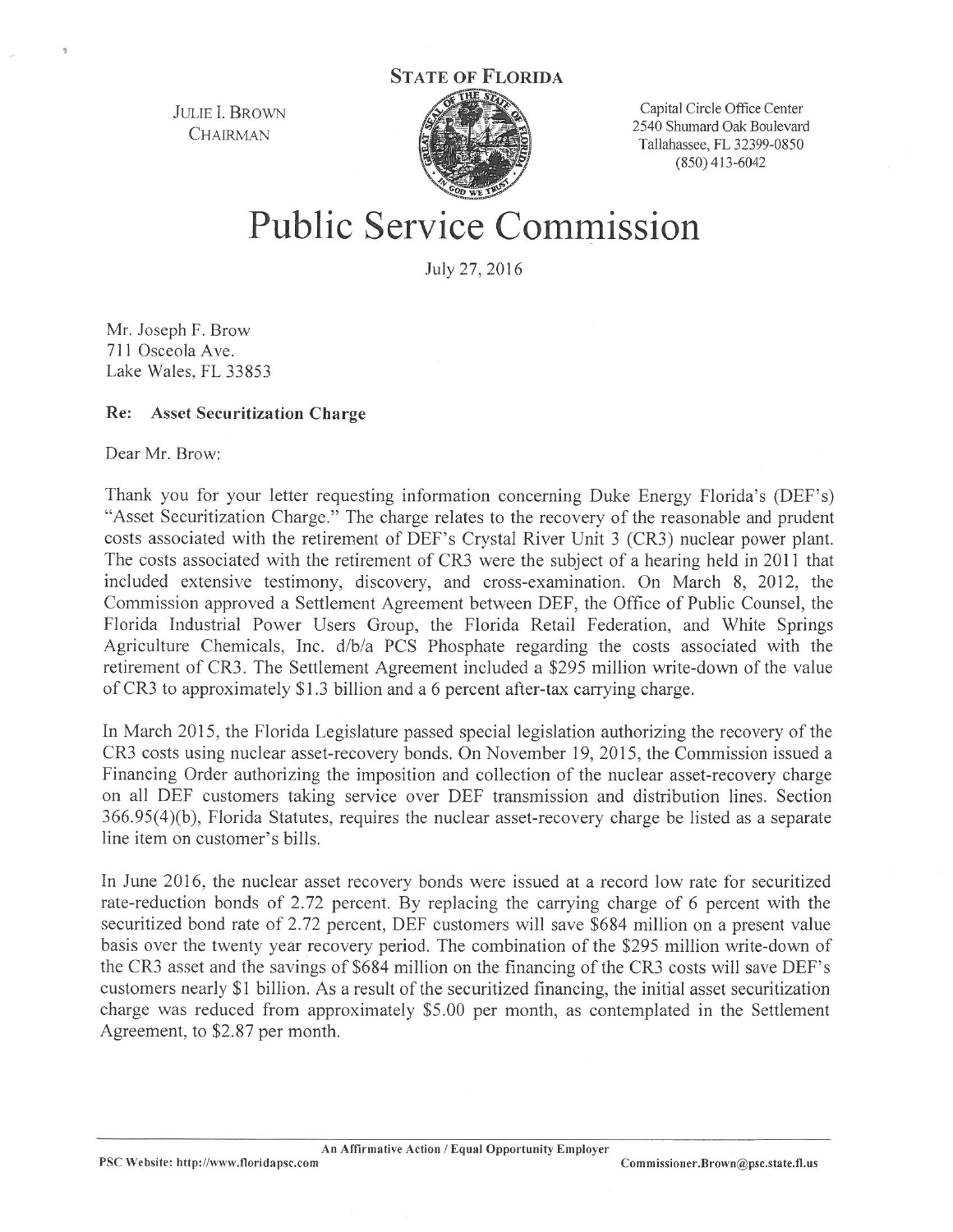STATE OF FLORIDA

JULIE I. BROWN
CHAIRMAN

Capital Circle Office Center
2540 Shumard Oak Boulevard
Tallahassee, FL 32399-0850
(850) 413-6042

# Public Service Commission

July 27, 2016

Mr. Joseph F. Brow
711 Osceola Ave.
Lake Wales, FL 33853

**Re: Asset Securitization Charge**

Dear Mr. Brow:

Thank you for your letter requesting information concerning Duke Energy Florida's (DEF's) "Asset Securitization Charge." The charge relates to the recovery of the reasonable and prudent costs associated with the retirement of DEF's Crystal River Unit 3 (CR3) nuclear power plant. The costs associated with the retirement of CR3 were the subject of a hearing held in 2011 that included extensive testimony, discovery, and cross-examination. On March 8, 2012, the Commission approved a Settlement Agreement between DEF, the Office of Public Counsel, the Florida Industrial Power Users Group, the Florida Retail Federation, and White Springs Agriculture Chemicals, Inc. d/b/a PCS Phosphate regarding the costs associated with the retirement of CR3. The Settlement Agreement included a $295 million write-down of the value of CR3 to approximately $1.3 billion and a 6 percent after-tax carrying charge.

In March 2015, the Florida Legislature passed special legislation authorizing the recovery of the CR3 costs using nuclear asset-recovery bonds. On November 19, 2015, the Commission issued a Financing Order authorizing the imposition and collection of the nuclear asset-recovery charge on all DEF customers taking service over DEF transmission and distribution lines. Section 366.95(4)(b), Florida Statutes, requires the nuclear asset-recovery charge be listed as a separate line item on customer's bills.

In June 2016, the nuclear asset recovery bonds were issued at a record low rate for securitized rate-reduction bonds of 2.72 percent. By replacing the carrying charge of 6 percent with the securitized bond rate of 2.72 percent, DEF customers will save $684 million on a present value basis over the twenty year recovery period. The combination of the $295 million write-down of the CR3 asset and the savings of $684 million on the financing of the CR3 costs will save DEF's customers nearly $1 billion. As a result of the securitized financing, the initial asset securitization charge was reduced from approximately $5.00 per month, as contemplated in the Settlement Agreement, to $2.87 per month.

An Affirmative Action / Equal Opportunity Employer

PSC Website: http://www.floridapsc.com

Commissioner.Brown@psc.state.fl.us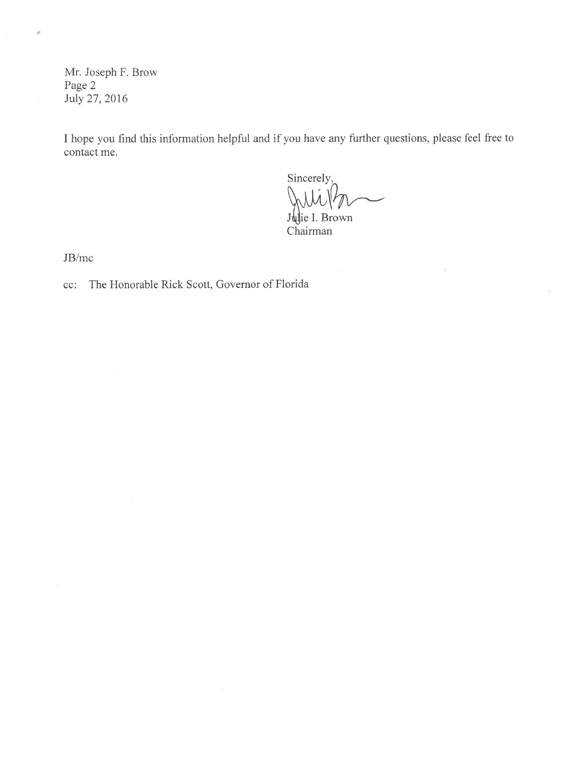Mr. Joseph F. Brow
Page 2
July 27, 2016

I hope you find this information helpful and if you have any further questions, please feel free to contact me.

Sincerely,

Julie I. Brown
Chairman

JB/mc

cc: The Honorable Rick Scott, Governor of Florida